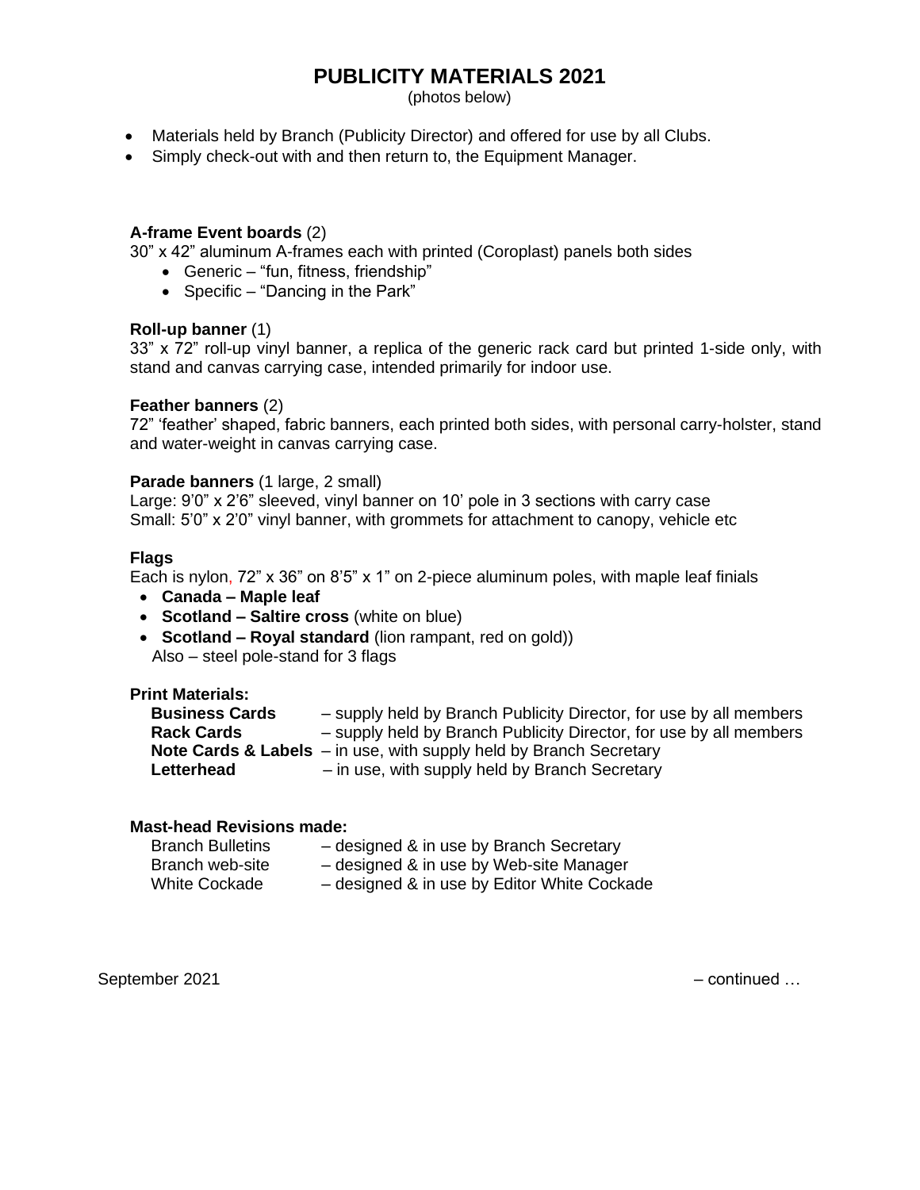# PUBLICITY MATERIALS 2021

(photos below)

- Materials held by Branch (Publicity Director) and offered for use by all Clubs.
- Simply check-out with and then return to, the Equipment Manager.

**A-frame Event boards** (2)

30" x 42" aluminum A-frames each with printed (Coroplast) panels both sides

- Generic – "fun, fitness, friendship"
- Specific – "Dancing in the Park"

**Roll-up banner** (1)

33" x 72" roll-up vinyl banner, a replica of the generic rack card but printed 1-side only, with stand and canvas carrying case, intended primarily for indoor use.

**Feather banners** (2)

72" 'feather' shaped, fabric banners, each printed both sides, with personal carry-holster, stand and water-weight in canvas carrying case.

**Parade banners** (1 large, 2 small)

Large: 9'0" x 2'6" sleeved, vinyl banner on 10' pole in 3 sections with carry case
Small: 5'0" x 2'0" vinyl banner, with grommets for attachment to canopy, vehicle etc

**Flags**

Each is nylon, 72" x 36" on 8'5" x 1" on 2-piece aluminum poles, with maple leaf finials

- **Canada – Maple leaf**
- **Scotland – Saltire cross** (white on blue)
- **Scotland – Royal standard** (lion rampant, red on gold))

Also – steel pole-stand for 3 flags

**Print Materials:**

**Business Cards** – supply held by Branch Publicity Director, for use by all members
**Rack Cards** – supply held by Branch Publicity Director, for use by all members
**Note Cards & Labels** – in use, with supply held by Branch Secretary
**Letterhead** – in use, with supply held by Branch Secretary

**Mast-head Revisions made:**

Branch Bulletins – designed & in use by Branch Secretary
Branch web-site – designed & in use by Web-site Manager
White Cockade – designed & in use by Editor White Cockade

September 2021 – continued …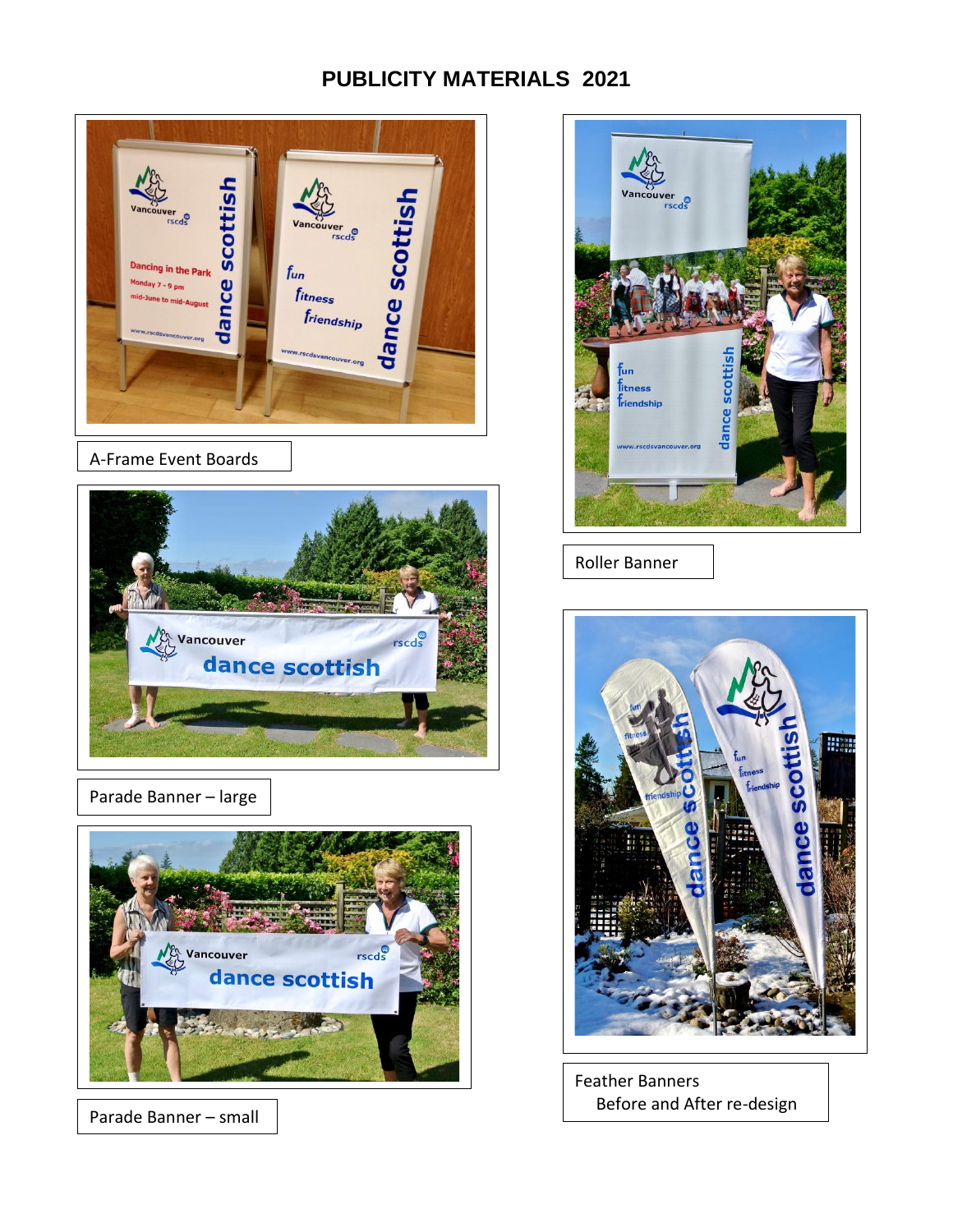# PUBLICITY MATERIALS 2021

A-Frame Event Boards

Roller Banner

Parade Banner – large

Parade Banner – small

Feature Banners
Before and After re-design

# PUBLICITY MATERIALS 2021

A-Frame Event Boards

Roller Banner

Parade Banner – large

Parade Banner – small

Feather Banners
Before and After re-design